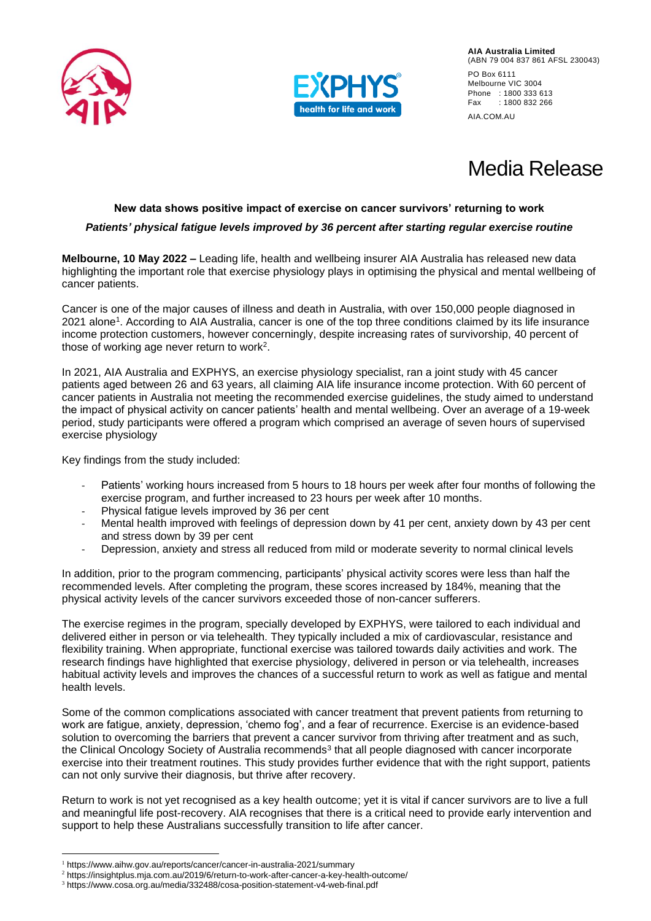**AIA Australia Limited**
(ABN 79 004 837 861 AFSL 230043)

PO Box 6111
Melbourne VIC 3004
Phone : 1800 333 613
Fax : 1800 832 266

AIA.COM.AU

# Media Release

**New data shows positive impact of exercise on cancer survivors' returning to work**

***Patients' physical fatigue levels improved by 36 percent after starting regular exercise routine***

**Melbourne, 10 May 2022 –** Leading life, health and wellbeing insurer AIA Australia has released new data highlighting the important role that exercise physiology plays in optimising the physical and mental wellbeing of cancer patients.

Cancer is one of the major causes of illness and death in Australia, with over 150,000 people diagnosed in 2021 alone[1]. According to AIA Australia, cancer is one of the top three conditions claimed by its life insurance income protection customers, however concerningly, despite increasing rates of survivorship, 40 percent of those of working age never return to work[2].

In 2021, AIA Australia and EXPHYS, an exercise physiology specialist, ran a joint study with 45 cancer patients aged between 26 and 63 years, all claiming AIA life insurance income protection. With 60 percent of cancer patients in Australia not meeting the recommended exercise guidelines, the study aimed to understand the impact of physical activity on cancer patients' health and mental wellbeing. Over an average of a 19-week period, study participants were offered a program which comprised an average of seven hours of supervised exercise physiology

Key findings from the study included:

- Patients' working hours increased from 5 hours to 18 hours per week after four months of following the exercise program, and further increased to 23 hours per week after 10 months.
- Physical fatigue levels improved by 36 per cent
- Mental health improved with feelings of depression down by 41 per cent, anxiety down by 43 per cent and stress down by 39 per cent
- Depression, anxiety and stress all reduced from mild or moderate severity to normal clinical levels

In addition, prior to the program commencing, participants' physical activity scores were less than half the recommended levels. After completing the program, these scores increased by 184%, meaning that the physical activity levels of the cancer survivors exceeded those of non-cancer sufferers.

The exercise regimes in the program, specially developed by EXPHYS, were tailored to each individual and delivered either in person or via telehealth. They typically included a mix of cardiovascular, resistance and flexibility training. When appropriate, functional exercise was tailored towards daily activities and work. The research findings have highlighted that exercise physiology, delivered in person or via telehealth, increases habitual activity levels and improves the chances of a successful return to work as well as fatigue and mental health levels.

Some of the common complications associated with cancer treatment that prevent patients from returning to work are fatigue, anxiety, depression, 'chemo fog', and a fear of recurrence. Exercise is an evidence-based solution to overcoming the barriers that prevent a cancer survivor from thriving after treatment and as such, the Clinical Oncology Society of Australia recommends[3] that all people diagnosed with cancer incorporate exercise into their treatment routines. This study provides further evidence that with the right support, patients can not only survive their diagnosis, but thrive after recovery.

Return to work is not yet recognised as a key health outcome; yet it is vital if cancer survivors are to live a full and meaningful life post-recovery. AIA recognises that there is a critical need to provide early intervention and support to help these Australians successfully transition to life after cancer.

---

[1] https://www.aihw.gov.au/reports/cancer/cancer-in-australia-2021/summary
[2] https://insightplus.mja.com.au/2019/6/return-to-work-after-cancer-a-key-health-outcome/
[3] https://www.cosa.org.au/media/332488/cosa-position-statement-v4-web-final.pdf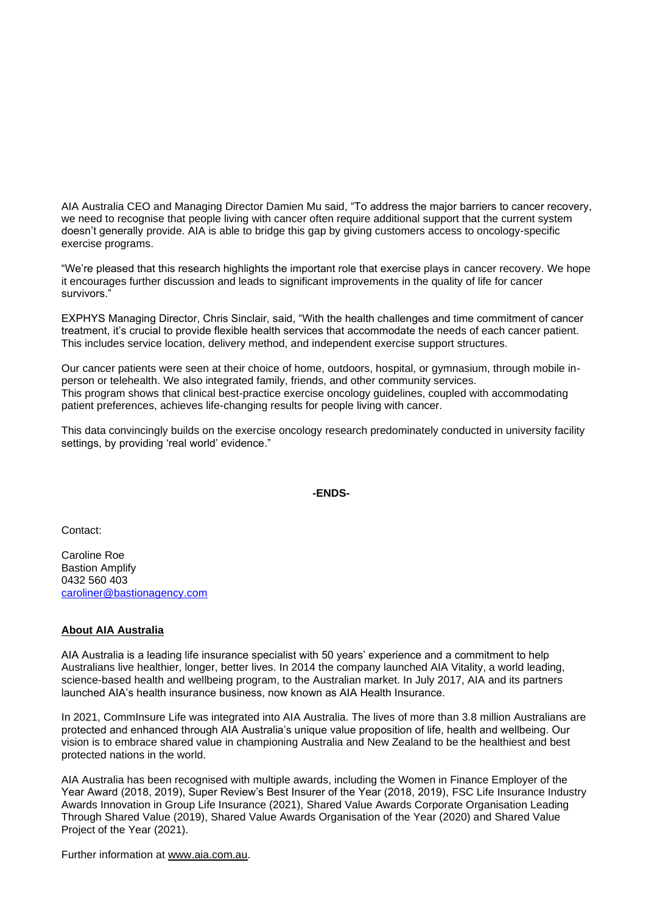AIA Australia CEO and Managing Director Damien Mu said, "To address the major barriers to cancer recovery, we need to recognise that people living with cancer often require additional support that the current system doesn't generally provide. AIA is able to bridge this gap by giving customers access to oncology-specific exercise programs.

"We're pleased that this research highlights the important role that exercise plays in cancer recovery. We hope it encourages further discussion and leads to significant improvements in the quality of life for cancer survivors."

EXPHYS Managing Director, Chris Sinclair, said, "With the health challenges and time commitment of cancer treatment, it's crucial to provide flexible health services that accommodate the needs of each cancer patient. This includes service location, delivery method, and independent exercise support structures.

Our cancer patients were seen at their choice of home, outdoors, hospital, or gymnasium, through mobile in-person or telehealth. We also integrated family, friends, and other community services.
This program shows that clinical best-practice exercise oncology guidelines, coupled with accommodating patient preferences, achieves life-changing results for people living with cancer.

This data convincingly builds on the exercise oncology research predominately conducted in university facility settings, by providing 'real world' evidence."

**-ENDS-**

Contact:

Caroline Roe
Bastion Amplify
0432 560 403
caroliner@bastionagency.com

**About AIA Australia**

AIA Australia is a leading life insurance specialist with 50 years' experience and a commitment to help Australians live healthier, longer, better lives. In 2014 the company launched AIA Vitality, a world leading, science-based health and wellbeing program, to the Australian market. In July 2017, AIA and its partners launched AIA's health insurance business, now known as AIA Health Insurance.

In 2021, CommInsure Life was integrated into AIA Australia. The lives of more than 3.8 million Australians are protected and enhanced through AIA Australia's unique value proposition of life, health and wellbeing. Our vision is to embrace shared value in championing Australia and New Zealand to be the healthiest and best protected nations in the world.

AIA Australia has been recognised with multiple awards, including the Women in Finance Employer of the Year Award (2018, 2019), Super Review's Best Insurer of the Year (2018, 2019), FSC Life Insurance Industry Awards Innovation in Group Life Insurance (2021), Shared Value Awards Corporate Organisation Leading Through Shared Value (2019), Shared Value Awards Organisation of the Year (2020) and Shared Value Project of the Year (2021).

Further information at www.aia.com.au.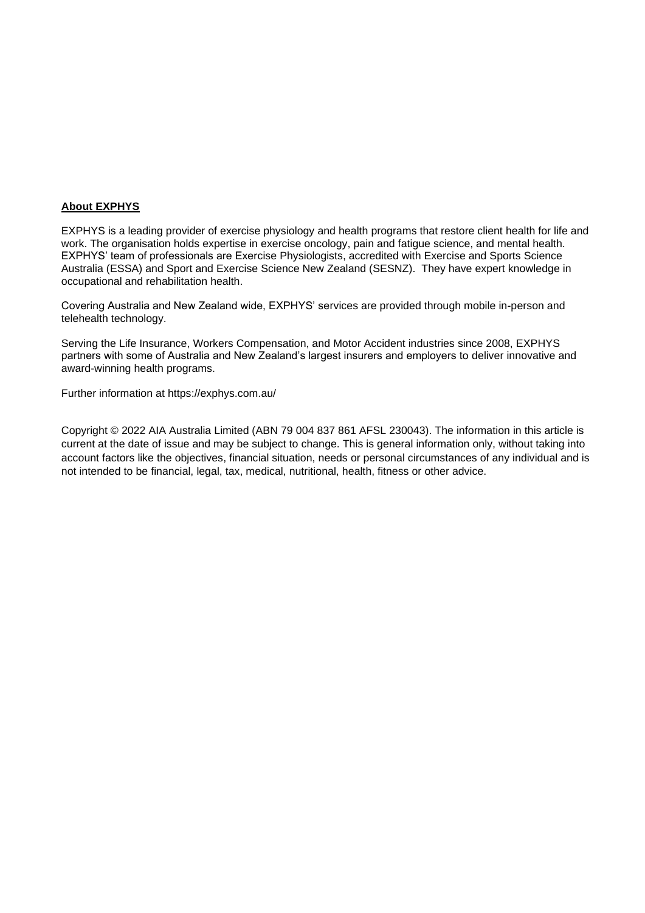**About EXPHYS**

EXPHYS is a leading provider of exercise physiology and health programs that restore client health for life and work. The organisation holds expertise in exercise oncology, pain and fatigue science, and mental health. EXPHYS' team of professionals are Exercise Physiologists, accredited with Exercise and Sports Science Australia (ESSA) and Sport and Exercise Science New Zealand (SESNZ). They have expert knowledge in occupational and rehabilitation health.

Covering Australia and New Zealand wide, EXPHYS' services are provided through mobile in-person and telehealth technology.

Serving the Life Insurance, Workers Compensation, and Motor Accident industries since 2008, EXPHYS partners with some of Australia and New Zealand's largest insurers and employers to deliver innovative and award-winning health programs.

Further information at https://exphys.com.au/

Copyright © 2022 AIA Australia Limited (ABN 79 004 837 861 AFSL 230043). The information in this article is current at the date of issue and may be subject to change. This is general information only, without taking into account factors like the objectives, financial situation, needs or personal circumstances of any individual and is not intended to be financial, legal, tax, medical, nutritional, health, fitness or other advice.